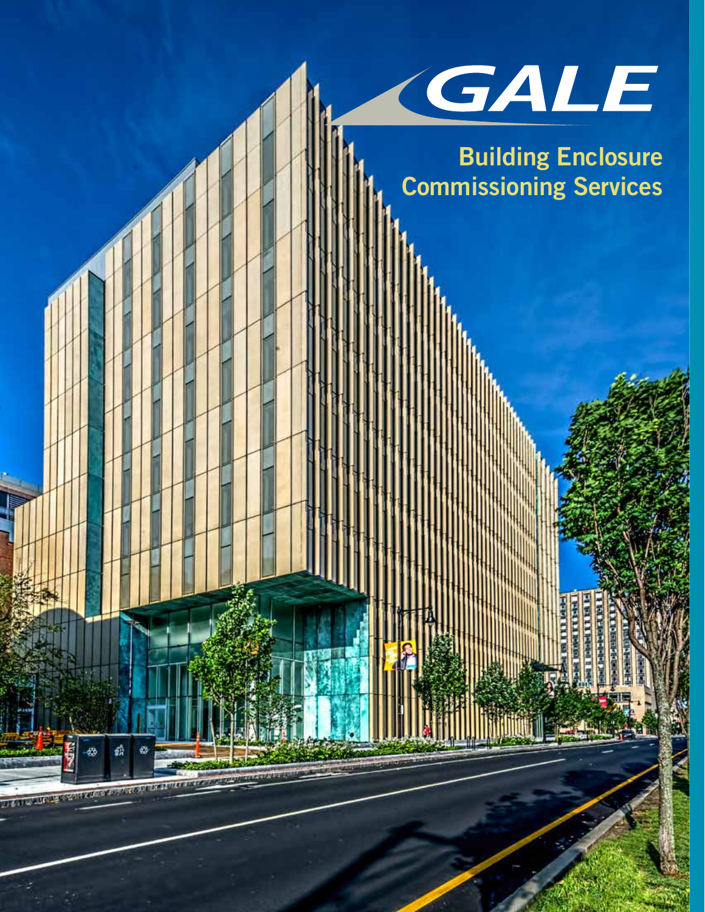# GALE

## Building Enclosure Commissioning Services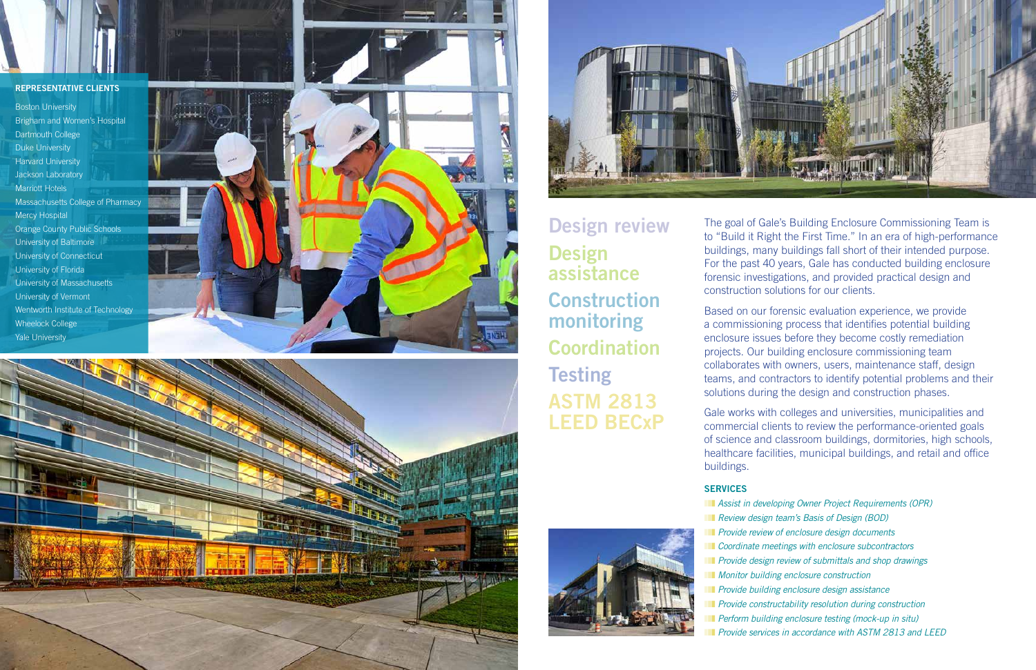## REPRESENTATIVE CLIENTS

Boston University
Brigham and Women's Hospital
Dartmouth College
Duke University
Harvard University
Jackson Laboratory
Marriott Hotels
Massachusetts College of Pharmacy
Mercy Hospital
Orange County Public Schools
University of Baltimore
University of Connecticut
University of Florida
University of Massachusetts
University of Vermont
Wentworth Institute of Technology
Wheelock College
Yale University

## Design review
## Design assistance
## Construction monitoring
## Coordination
## Testing
## ASTM 2813 LEED BECxP

The goal of Gale's Building Enclosure Commissioning Team is to "Build it Right the First Time." In an era of high-performance buildings, many buildings fall short of their intended purpose. For the past 40 years, Gale has conducted building enclosure forensic investigations, and provided practical design and construction solutions for our clients.

Based on our forensic evaluation experience, we provide a commissioning process that identifies potential building enclosure issues before they become costly remediation projects. Our building enclosure commissioning team collaborates with owners, users, maintenance staff, design teams, and contractors to identify potential problems and their solutions during the design and construction phases.

Gale works with colleges and universities, municipalities and commercial clients to review the performance-oriented goals of science and classroom buildings, dormitories, high schools, healthcare facilities, municipal buildings, and retail and office buildings.

### SERVICES

- *Assist in developing Owner Project Requirements (OPR)*
- *Review design team's Basis of Design (BOD)*
- *Provide review of enclosure design documents*
- *Coordinate meetings with enclosure subcontractors*
- *Provide design review of submittals and shop drawings*
- *Monitor building enclosure construction*
- *Provide building enclosure design assistance*
- *Provide constructability resolution during construction*
- *Perform building enclosure testing (mock-up in situ)*
- *Provide services in accordance with ASTM 2813 and LEED*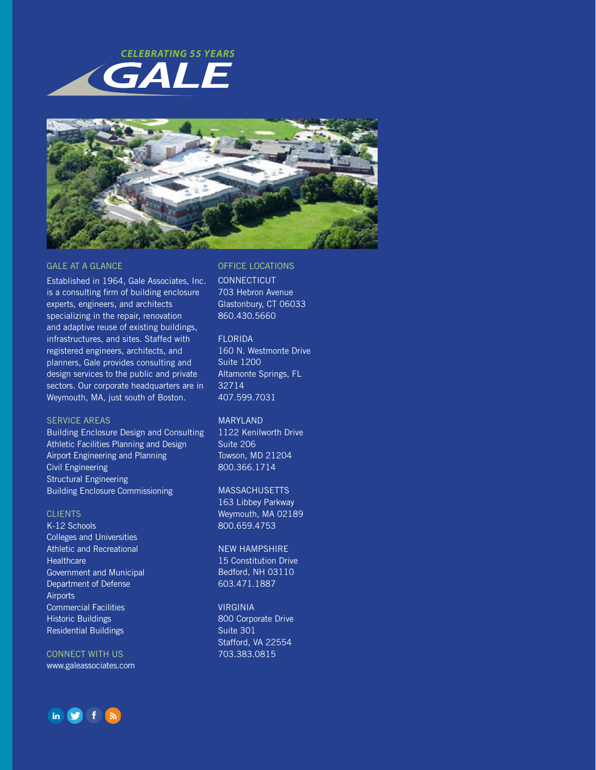CELEBRATING 55 YEARS

# GALE

## GALE AT A GLANCE

Established in 1964, Gale Associates, Inc. is a consulting firm of building enclosure experts, engineers, and architects specializing in the repair, renovation and adaptive reuse of existing buildings, infrastructures, and sites. Staffed with registered engineers, architects, and planners, Gale provides consulting and design services to the public and private sectors. Our corporate headquarters are in Weymouth, MA, just south of Boston.

## SERVICE AREAS

Building Enclosure Design and Consulting
Athletic Facilities Planning and Design
Airport Engineering and Planning
Civil Engineering
Structural Engineering
Building Enclosure Commissioning

## CLIENTS

K-12 Schools
Colleges and Universities
Athletic and Recreational
Healthcare
Government and Municipal
Department of Defense
Airports
Commercial Facilities
Historic Buildings
Residential Buildings

## CONNECT WITH US

www.galeassociates.com

## OFFICE LOCATIONS

CONNECTICUT
703 Hebron Avenue
Glastonbury, CT 06033
860.430.5660

FLORIDA
160 N. Westmonte Drive
Suite 1200
Altamonte Springs, FL
32714
407.599.7031

MARYLAND
1122 Kenilworth Drive
Suite 206
Towson, MD 21204
800.366.1714

MASSACHUSETTS
163 Libbey Parkway
Weymouth, MA 02189
800.659.4753

NEW HAMPSHIRE
15 Constitution Drive
Bedford, NH 03110
603.471.1887

VIRGINIA
800 Corporate Drive
Suite 301
Stafford, VA 22554
703.383.0815